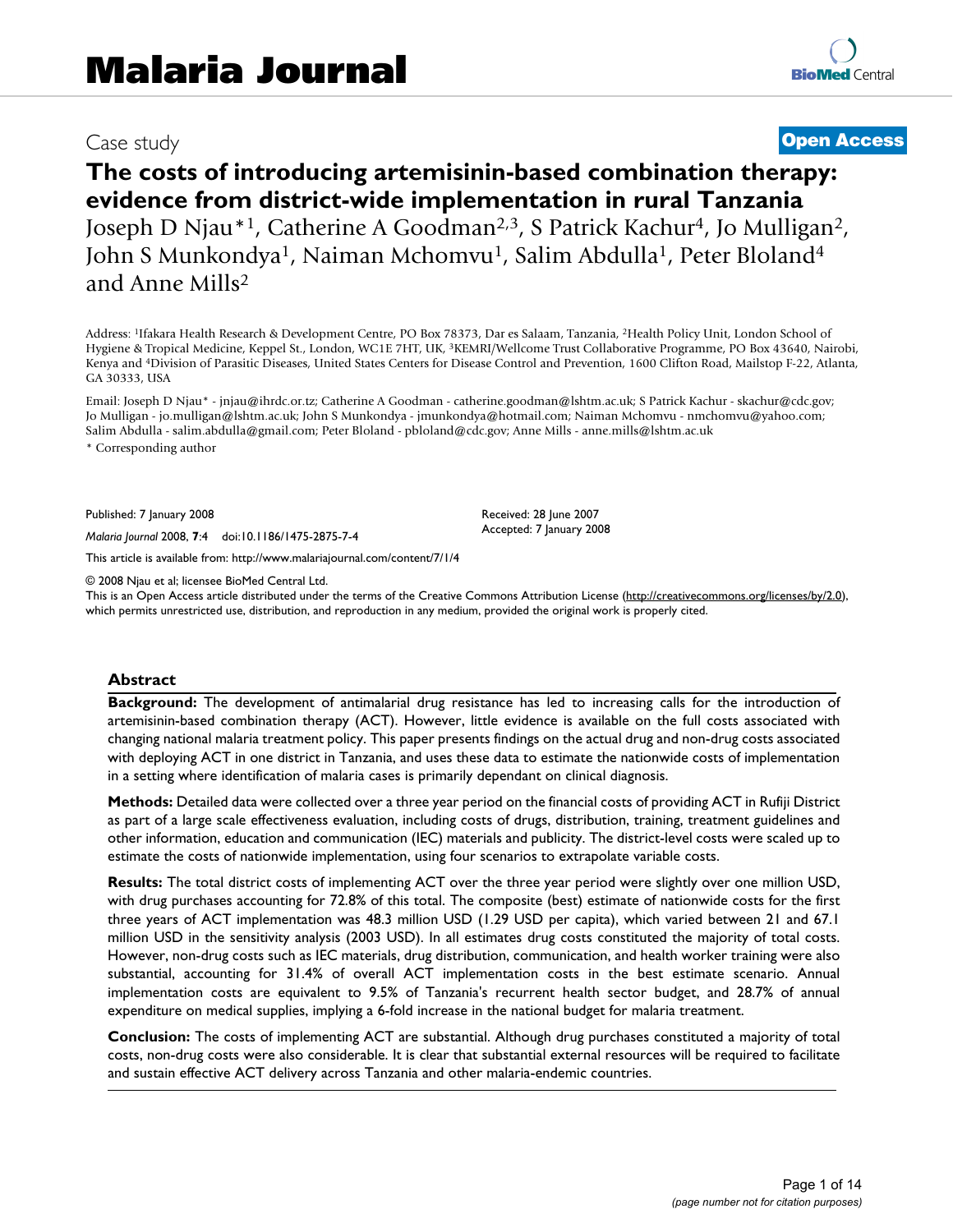# Malaria Journal

Case study **Open Access**

# The costs of introducing artemisinin-based combination therapy: evidence from district-wide implementation in rural Tanzania

Joseph D Njau*[1], Catherine A Goodman[2,3], S Patrick Kachur[4], Jo Mulligan[2], John S Munkondya[1], Naiman Mchomvu[1], Salim Abdulla[1], Peter Bloland[4] and Anne Mills[2]

Address: [1]Ifakara Health Research & Development Centre, PO Box 78373, Dar es Salaam, Tanzania, [2]Health Policy Unit, London School of Hygiene & Tropical Medicine, Keppel St., London, WC1E 7HT, UK, [3]KEMRI/Wellcome Trust Collaborative Programme, PO Box 43640, Nairobi, Kenya and [4]Division of Parasitic Diseases, United States Centers for Disease Control and Prevention, 1600 Clifton Road, Mailstop F-22, Atlanta, GA 30333, USA

Email: Joseph D Njau* - jnjau@ihrdc.or.tz; Catherine A Goodman - catherine.goodman@lshtm.ac.uk; S Patrick Kachur - skachur@cdc.gov; Jo Mulligan - jo.mulligan@lshtm.ac.uk; John S Munkondya - jmunkondya@hotmail.com; Naiman Mchomvu - nmchomvu@yahoo.com; Salim Abdulla - salim.abdulla@gmail.com; Peter Bloland - pbloland@cdc.gov; Anne Mills - anne.mills@lshtm.ac.uk

\* Corresponding author

Published: 7 January 2008

*Malaria Journal* 2008, **7**:4 doi:10.1186/1475-2875-7-4

Received: 28 June 2007
Accepted: 7 January 2008

This article is available from: http://www.malariajournal.com/content/7/1/4

© 2008 Njau et al; licensee BioMed Central Ltd.
This is an Open Access article distributed under the terms of the Creative Commons Attribution License (http://creativecommons.org/licenses/by/2.0), which permits unrestricted use, distribution, and reproduction in any medium, provided the original work is properly cited.

## Abstract

**Background:** The development of antimalarial drug resistance has led to increasing calls for the introduction of artemisinin-based combination therapy (ACT). However, little evidence is available on the full costs associated with changing national malaria treatment policy. This paper presents findings on the actual drug and non-drug costs associated with deploying ACT in one district in Tanzania, and uses these data to estimate the nationwide costs of implementation in a setting where identification of malaria cases is primarily dependant on clinical diagnosis.

**Methods:** Detailed data were collected over a three year period on the financial costs of providing ACT in Rufiji District as part of a large scale effectiveness evaluation, including costs of drugs, distribution, training, treatment guidelines and other information, education and communication (IEC) materials and publicity. The district-level costs were scaled up to estimate the costs of nationwide implementation, using four scenarios to extrapolate variable costs.

**Results:** The total district costs of implementing ACT over the three year period were slightly over one million USD, with drug purchases accounting for 72.8% of this total. The composite (best) estimate of nationwide costs for the first three years of ACT implementation was 48.3 million USD (1.29 USD per capita), which varied between 21 and 67.1 million USD in the sensitivity analysis (2003 USD). In all estimates drug costs constituted the majority of total costs. However, non-drug costs such as IEC materials, drug distribution, communication, and health worker training were also substantial, accounting for 31.4% of overall ACT implementation costs in the best estimate scenario. Annual implementation costs are equivalent to 9.5% of Tanzania's recurrent health sector budget, and 28.7% of annual expenditure on medical supplies, implying a 6-fold increase in the national budget for malaria treatment.

**Conclusion:** The costs of implementing ACT are substantial. Although drug purchases constituted a majority of total costs, non-drug costs were also considerable. It is clear that substantial external resources will be required to facilitate and sustain effective ACT delivery across Tanzania and other malaria-endemic countries.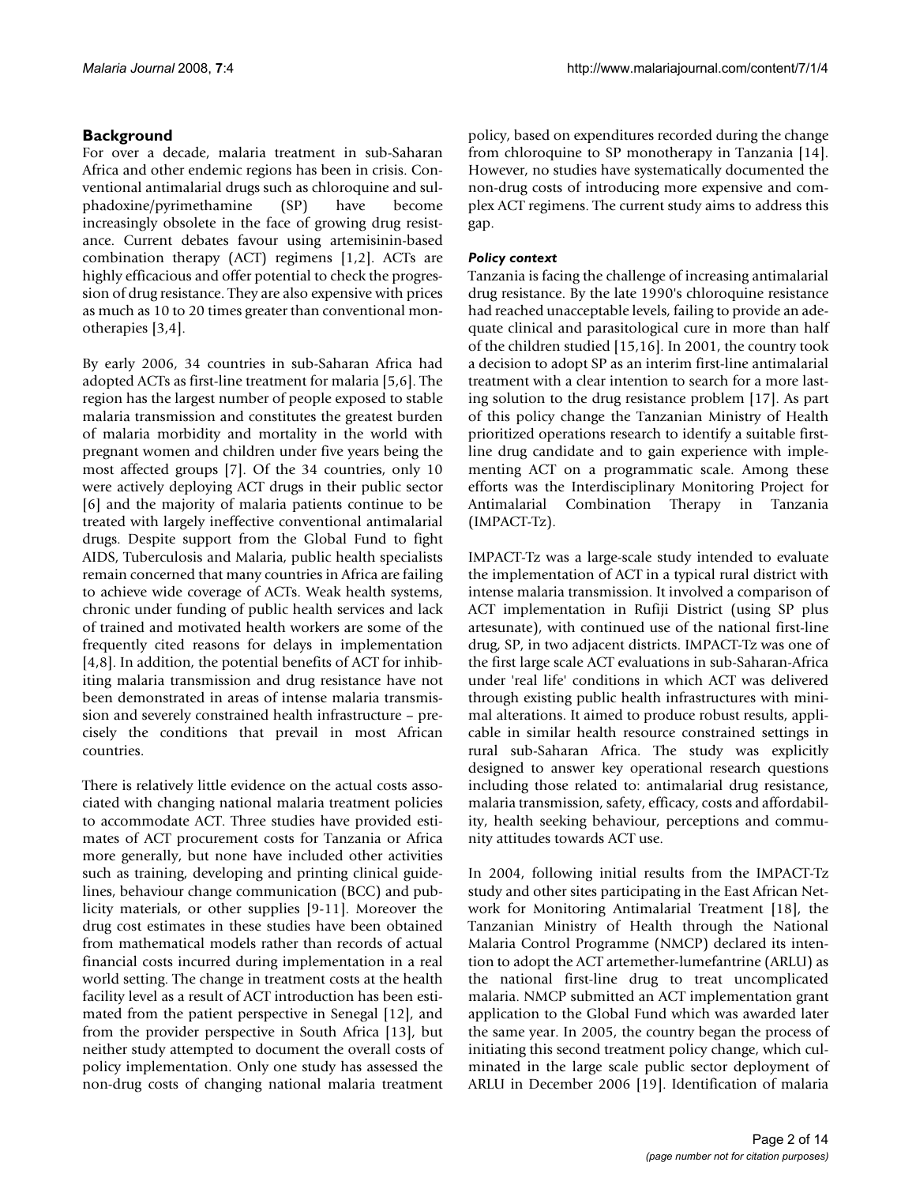## Background

For over a decade, malaria treatment in sub-Saharan Africa and other endemic regions has been in crisis. Conventional antimalarial drugs such as chloroquine and sulphadoxine/pyrimethamine (SP) have become increasingly obsolete in the face of growing drug resistance. Current debates favour using artemisinin-based combination therapy (ACT) regimens [1,2]. ACTs are highly efficacious and offer potential to check the progression of drug resistance. They are also expensive with prices as much as 10 to 20 times greater than conventional monotherapies [3,4].

By early 2006, 34 countries in sub-Saharan Africa had adopted ACTs as first-line treatment for malaria [5,6]. The region has the largest number of people exposed to stable malaria transmission and constitutes the greatest burden of malaria morbidity and mortality in the world with pregnant women and children under five years being the most affected groups [7]. Of the 34 countries, only 10 were actively deploying ACT drugs in their public sector [6] and the majority of malaria patients continue to be treated with largely ineffective conventional antimalarial drugs. Despite support from the Global Fund to fight AIDS, Tuberculosis and Malaria, public health specialists remain concerned that many countries in Africa are failing to achieve wide coverage of ACTs. Weak health systems, chronic under funding of public health services and lack of trained and motivated health workers are some of the frequently cited reasons for delays in implementation [4,8]. In addition, the potential benefits of ACT for inhibiting malaria transmission and drug resistance have not been demonstrated in areas of intense malaria transmission and severely constrained health infrastructure – precisely the conditions that prevail in most African countries.

There is relatively little evidence on the actual costs associated with changing national malaria treatment policies to accommodate ACT. Three studies have provided estimates of ACT procurement costs for Tanzania or Africa more generally, but none have included other activities such as training, developing and printing clinical guidelines, behaviour change communication (BCC) and publicity materials, or other supplies [9-11]. Moreover the drug cost estimates in these studies have been obtained from mathematical models rather than records of actual financial costs incurred during implementation in a real world setting. The change in treatment costs at the health facility level as a result of ACT introduction has been estimated from the patient perspective in Senegal [12], and from the provider perspective in South Africa [13], but neither study attempted to document the overall costs of policy implementation. Only one study has assessed the non-drug costs of changing national malaria treatment policy, based on expenditures recorded during the change from chloroquine to SP monotherapy in Tanzania [14]. However, no studies have systematically documented the non-drug costs of introducing more expensive and complex ACT regimens. The current study aims to address this gap.

### *Policy context*

Tanzania is facing the challenge of increasing antimalarial drug resistance. By the late 1990's chloroquine resistance had reached unacceptable levels, failing to provide an adequate clinical and parasitological cure in more than half of the children studied [15,16]. In 2001, the country took a decision to adopt SP as an interim first-line antimalarial treatment with a clear intention to search for a more lasting solution to the drug resistance problem [17]. As part of this policy change the Tanzanian Ministry of Health prioritized operations research to identify a suitable first-line drug candidate and to gain experience with implementing ACT on a programmatic scale. Among these efforts was the Interdisciplinary Monitoring Project for Antimalarial Combination Therapy in Tanzania (IMPACT-Tz).

IMPACT-Tz was a large-scale study intended to evaluate the implementation of ACT in a typical rural district with intense malaria transmission. It involved a comparison of ACT implementation in Rufiji District (using SP plus artesunate), with continued use of the national first-line drug, SP, in two adjacent districts. IMPACT-Tz was one of the first large scale ACT evaluations in sub-Saharan-Africa under 'real life' conditions in which ACT was delivered through existing public health infrastructures with minimal alterations. It aimed to produce robust results, applicable in similar health resource constrained settings in rural sub-Saharan Africa. The study was explicitly designed to answer key operational research questions including those related to: antimalarial drug resistance, malaria transmission, safety, efficacy, costs and affordability, health seeking behaviour, perceptions and community attitudes towards ACT use.

In 2004, following initial results from the IMPACT-Tz study and other sites participating in the East African Network for Monitoring Antimalarial Treatment [18], the Tanzanian Ministry of Health through the National Malaria Control Programme (NMCP) declared its intention to adopt the ACT artemether-lumefantrine (ARLU) as the national first-line drug to treat uncomplicated malaria. NMCP submitted an ACT implementation grant application to the Global Fund which was awarded later the same year. In 2005, the country began the process of initiating this second treatment policy change, which culminated in the large scale public sector deployment of ARLU in December 2006 [19]. Identification of malaria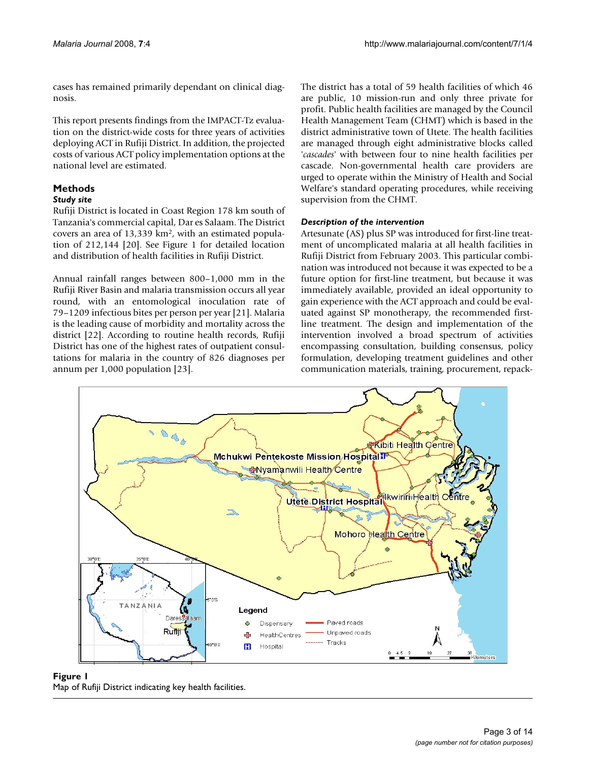cases has remained primarily dependant on clinical diagnosis.

This report presents findings from the IMPACT-Tz evaluation on the district-wide costs for three years of activities deploying ACT in Rufiji District. In addition, the projected costs of various ACT policy implementation options at the national level are estimated.

## Methods

### *Study site*

Rufiji District is located in Coast Region 178 km south of Tanzania's commercial capital, Dar es Salaam. The District covers an area of 13,339 km², with an estimated population of 212,144 [20]. See Figure 1 for detailed location and distribution of health facilities in Rufiji District.

Annual rainfall ranges between 800–1,000 mm in the Rufiji River Basin and malaria transmission occurs all year round, with an entomological inoculation rate of 79–1209 infectious bites per person per year [21]. Malaria is the leading cause of morbidity and mortality across the district [22]. According to routine health records, Rufiji District has one of the highest rates of outpatient consultations for malaria in the country of 826 diagnoses per annum per 1,000 population [23].

The district has a total of 59 health facilities of which 46 are public, 10 mission-run and only three private for profit. Public health facilities are managed by the Council Health Management Team (CHMT) which is based in the district administrative town of Utete. The health facilities are managed through eight administrative blocks called '*cascades*' with between four to nine health facilities per cascade. Non-governmental health care providers are urged to operate within the Ministry of Health and Social Welfare's standard operating procedures, while receiving supervision from the CHMT.

### *Description of the intervention*

Artesunate (AS) plus SP was introduced for first-line treatment of uncomplicated malaria at all health facilities in Rufiji District from February 2003. This particular combination was introduced not because it was expected to be a future option for first-line treatment, but because it was immediately available, provided an ideal opportunity to gain experience with the ACT approach and could be evaluated against SP monotherapy, the recommended first-line treatment. The design and implementation of the intervention involved a broad spectrum of activities encompassing consultation, building consensus, policy formulation, developing treatment guidelines and other communication materials, training, procurement, repack-

**Figure 1**
Map of Rufiji District indicating key health facilities.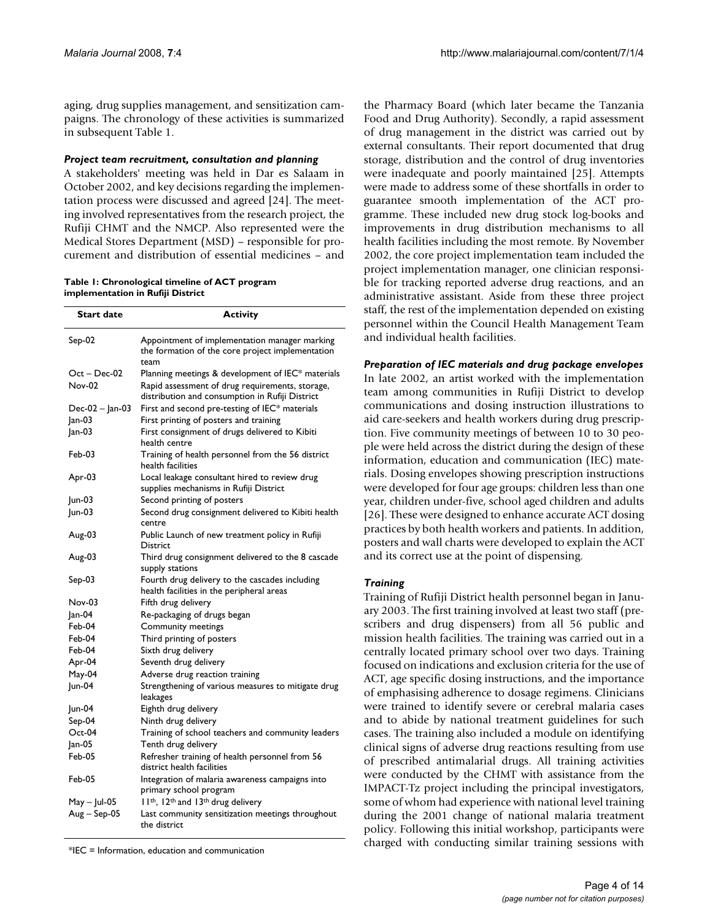aging, drug supplies management, and sensitization campaigns. The chronology of these activities is summarized in subsequent Table 1.

### *Project team recruitment, consultation and planning*

A stakeholders' meeting was held in Dar es Salaam in October 2002, and key decisions regarding the implementation process were discussed and agreed [24]. The meeting involved representatives from the research project, the Rufiji CHMT and the NMCP. Also represented were the Medical Stores Department (MSD) – responsible for procurement and distribution of essential medicines – and the Pharmacy Board (which later became the Tanzania Food and Drug Authority). Secondly, a rapid assessment of drug management in the district was carried out by external consultants. Their report documented that drug storage, distribution and the control of drug inventories were inadequate and poorly maintained [25]. Attempts were made to address some of these shortfalls in order to guarantee smooth implementation of the ACT programme. These included new drug stock log-books and improvements in drug distribution mechanisms to all health facilities including the most remote. By November 2002, the core project implementation team included the project implementation manager, one clinician responsible for tracking reported adverse drug reactions, and an administrative assistant. Aside from these three project staff, the rest of the implementation depended on existing personnel within the Council Health Management Team and individual health facilities.

**Table 1: Chronological timeline of ACT program implementation in Rufiji District**

| Start date | Activity |
| --- | --- |
| Sep-02 | Appointment of implementation manager marking the formation of the core project implementation team |
| Oct – Dec-02 | Planning meetings & development of IEC* materials |
| Nov-02 | Rapid assessment of drug requirements, storage, distribution and consumption in Rufiji District |
| Dec-02 – Jan-03 | First and second pre-testing of IEC* materials |
| Jan-03 | First printing of posters and training |
| Jan-03 | First consignment of drugs delivered to Kibiti health centre |
| Feb-03 | Training of health personnel from the 56 district health facilities |
| Apr-03 | Local leakage consultant hired to review drug supplies mechanisms in Rufiji District |
| Jun-03 | Second printing of posters |
| Jun-03 | Second drug consignment delivered to Kibiti health centre |
| Aug-03 | Public Launch of new treatment policy in Rufiji District |
| Aug-03 | Third drug consignment delivered to the 8 cascade supply stations |
| Sep-03 | Fourth drug delivery to the cascades including health facilities in the peripheral areas |
| Nov-03 | Fifth drug delivery |
| Jan-04 | Re-packaging of drugs began |
| Feb-04 | Community meetings |
| Feb-04 | Third printing of posters |
| Feb-04 | Sixth drug delivery |
| Apr-04 | Seventh drug delivery |
| May-04 | Adverse drug reaction training |
| Jun-04 | Strengthening of various measures to mitigate drug leakages |
| Jun-04 | Eighth drug delivery |
| Sep-04 | Ninth drug delivery |
| Oct-04 | Training of school teachers and community leaders |
| Jan-05 | Tenth drug delivery |
| Feb-05 | Refresher training of health personnel from 56 district health facilities |
| Feb-05 | Integration of malaria awareness campaigns into primary school program |
| May – Jul-05 | 11th, 12th and 13th drug delivery |
| Aug – Sep-05 | Last community sensitization meetings throughout the district |

*IEC = Information, education and communication

### *Preparation of IEC materials and drug package envelopes*

In late 2002, an artist worked with the implementation team among communities in Rufiji District to develop communications and dosing instruction illustrations to aid care-seekers and health workers during drug prescription. Five community meetings of between 10 to 30 people were held across the district during the design of these information, education and communication (IEC) materials. Dosing envelopes showing prescription instructions were developed for four age groups: children less than one year, children under-five, school aged children and adults [26]. These were designed to enhance accurate ACT dosing practices by both health workers and patients. In addition, posters and wall charts were developed to explain the ACT and its correct use at the point of dispensing.

### *Training*

Training of Rufiji District health personnel began in January 2003. The first training involved at least two staff (prescribers and drug dispensers) from all 56 public and mission health facilities. The training was carried out in a centrally located primary school over two days. Training focused on indications and exclusion criteria for the use of ACT, age specific dosing instructions, and the importance of emphasising adherence to dosage regimens. Clinicians were trained to identify severe or cerebral malaria cases and to abide by national treatment guidelines for such cases. The training also included a module on identifying clinical signs of adverse drug reactions resulting from use of prescribed antimalarial drugs. All training activities were conducted by the CHMT with assistance from the IMPACT-Tz project including the principal investigators, some of whom had experience with national level training during the 2001 change of national malaria treatment policy. Following this initial workshop, participants were charged with conducting similar training sessions with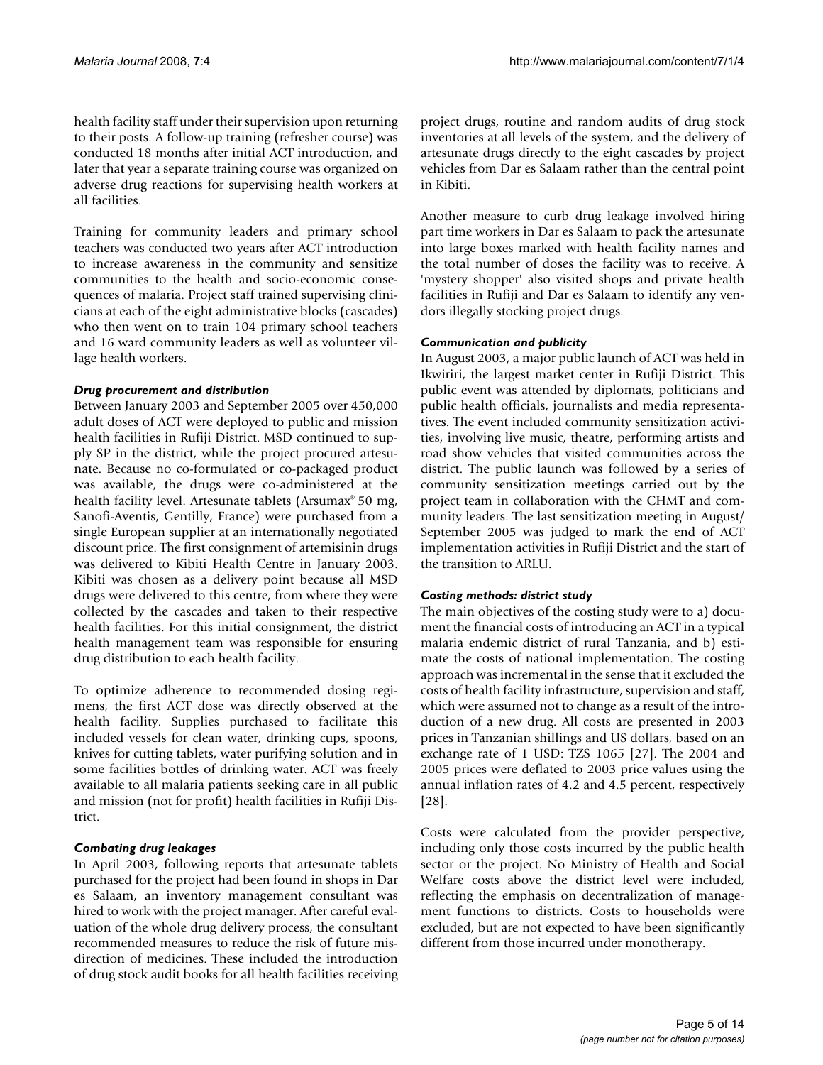health facility staff under their supervision upon returning to their posts. A follow-up training (refresher course) was conducted 18 months after initial ACT introduction, and later that year a separate training course was organized on adverse drug reactions for supervising health workers at all facilities.

Training for community leaders and primary school teachers was conducted two years after ACT introduction to increase awareness in the community and sensitize communities to the health and socio-economic consequences of malaria. Project staff trained supervising clinicians at each of the eight administrative blocks (cascades) who then went on to train 104 primary school teachers and 16 ward community leaders as well as volunteer village health workers.

#### *Drug procurement and distribution*

Between January 2003 and September 2005 over 450,000 adult doses of ACT were deployed to public and mission health facilities in Rufiji District. MSD continued to supply SP in the district, while the project procured artesunate. Because no co-formulated or co-packaged product was available, the drugs were co-administered at the health facility level. Artesunate tablets (Arsumax® 50 mg, Sanofi-Aventis, Gentilly, France) were purchased from a single European supplier at an internationally negotiated discount price. The first consignment of artemisinin drugs was delivered to Kibiti Health Centre in January 2003. Kibiti was chosen as a delivery point because all MSD drugs were delivered to this centre, from where they were collected by the cascades and taken to their respective health facilities. For this initial consignment, the district health management team was responsible for ensuring drug distribution to each health facility.

To optimize adherence to recommended dosing regimens, the first ACT dose was directly observed at the health facility. Supplies purchased to facilitate this included vessels for clean water, drinking cups, spoons, knives for cutting tablets, water purifying solution and in some facilities bottles of drinking water. ACT was freely available to all malaria patients seeking care in all public and mission (not for profit) health facilities in Rufiji District.

#### *Combating drug leakages*

In April 2003, following reports that artesunate tablets purchased for the project had been found in shops in Dar es Salaam, an inventory management consultant was hired to work with the project manager. After careful evaluation of the whole drug delivery process, the consultant recommended measures to reduce the risk of future misdirection of medicines. These included the introduction of drug stock audit books for all health facilities receiving project drugs, routine and random audits of drug stock inventories at all levels of the system, and the delivery of artesunate drugs directly to the eight cascades by project vehicles from Dar es Salaam rather than the central point in Kibiti.

Another measure to curb drug leakage involved hiring part time workers in Dar es Salaam to pack the artesunate into large boxes marked with health facility names and the total number of doses the facility was to receive. A 'mystery shopper' also visited shops and private health facilities in Rufiji and Dar es Salaam to identify any vendors illegally stocking project drugs.

#### *Communication and publicity*

In August 2003, a major public launch of ACT was held in Ikwiriri, the largest market center in Rufiji District. This public event was attended by diplomats, politicians and public health officials, journalists and media representatives. The event included community sensitization activities, involving live music, theatre, performing artists and road show vehicles that visited communities across the district. The public launch was followed by a series of community sensitization meetings carried out by the project team in collaboration with the CHMT and community leaders. The last sensitization meeting in August/September 2005 was judged to mark the end of ACT implementation activities in Rufiji District and the start of the transition to ARLU.

#### *Costing methods: district study*

The main objectives of the costing study were to a) document the financial costs of introducing an ACT in a typical malaria endemic district of rural Tanzania, and b) estimate the costs of national implementation. The costing approach was incremental in the sense that it excluded the costs of health facility infrastructure, supervision and staff, which were assumed not to change as a result of the introduction of a new drug. All costs are presented in 2003 prices in Tanzanian shillings and US dollars, based on an exchange rate of 1 USD: TZS 1065 [27]. The 2004 and 2005 prices were deflated to 2003 price values using the annual inflation rates of 4.2 and 4.5 percent, respectively [28].

Costs were calculated from the provider perspective, including only those costs incurred by the public health sector or the project. No Ministry of Health and Social Welfare costs above the district level were included, reflecting the emphasis on decentralization of management functions to districts. Costs to households were excluded, but are not expected to have been significantly different from those incurred under monotherapy.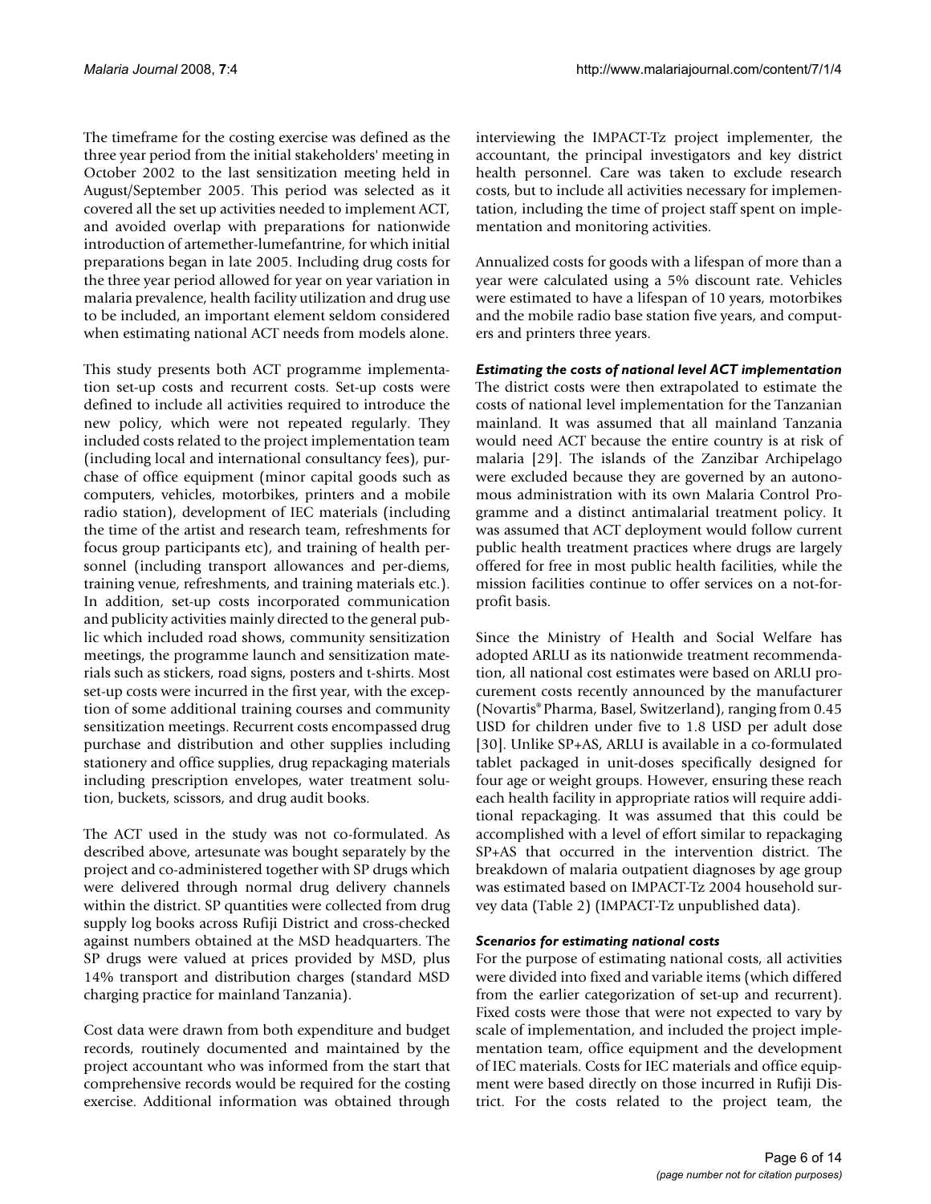The timeframe for the costing exercise was defined as the three year period from the initial stakeholders' meeting in October 2002 to the last sensitization meeting held in August/September 2005. This period was selected as it covered all the set up activities needed to implement ACT, and avoided overlap with preparations for nationwide introduction of artemether-lumefantrine, for which initial preparations began in late 2005. Including drug costs for the three year period allowed for year on year variation in malaria prevalence, health facility utilization and drug use to be included, an important element seldom considered when estimating national ACT needs from models alone.

This study presents both ACT programme implementation set-up costs and recurrent costs. Set-up costs were defined to include all activities required to introduce the new policy, which were not repeated regularly. They included costs related to the project implementation team (including local and international consultancy fees), purchase of office equipment (minor capital goods such as computers, vehicles, motorbikes, printers and a mobile radio station), development of IEC materials (including the time of the artist and research team, refreshments for focus group participants etc), and training of health personnel (including transport allowances and per-diems, training venue, refreshments, and training materials etc.). In addition, set-up costs incorporated communication and publicity activities mainly directed to the general public which included road shows, community sensitization meetings, the programme launch and sensitization materials such as stickers, road signs, posters and t-shirts. Most set-up costs were incurred in the first year, with the exception of some additional training courses and community sensitization meetings. Recurrent costs encompassed drug purchase and distribution and other supplies including stationery and office supplies, drug repackaging materials including prescription envelopes, water treatment solution, buckets, scissors, and drug audit books.

The ACT used in the study was not co-formulated. As described above, artesunate was bought separately by the project and co-administered together with SP drugs which were delivered through normal drug delivery channels within the district. SP quantities were collected from drug supply log books across Rufiji District and cross-checked against numbers obtained at the MSD headquarters. The SP drugs were valued at prices provided by MSD, plus 14% transport and distribution charges (standard MSD charging practice for mainland Tanzania).

Cost data were drawn from both expenditure and budget records, routinely documented and maintained by the project accountant who was informed from the start that comprehensive records would be required for the costing exercise. Additional information was obtained through interviewing the IMPACT-Tz project implementer, the accountant, the principal investigators and key district health personnel. Care was taken to exclude research costs, but to include all activities necessary for implementation, including the time of project staff spent on implementation and monitoring activities.

Annualized costs for goods with a lifespan of more than a year were calculated using a 5% discount rate. Vehicles were estimated to have a lifespan of 10 years, motorbikes and the mobile radio base station five years, and computers and printers three years.

### *Estimating the costs of national level ACT implementation*

The district costs were then extrapolated to estimate the costs of national level implementation for the Tanzanian mainland. It was assumed that all mainland Tanzania would need ACT because the entire country is at risk of malaria [29]. The islands of the Zanzibar Archipelago were excluded because they are governed by an autonomous administration with its own Malaria Control Programme and a distinct antimalarial treatment policy. It was assumed that ACT deployment would follow current public health treatment practices where drugs are largely offered for free in most public health facilities, while the mission facilities continue to offer services on a not-for-profit basis.

Since the Ministry of Health and Social Welfare has adopted ARLU as its nationwide treatment recommendation, all national cost estimates were based on ARLU procurement costs recently announced by the manufacturer (Novartis® Pharma, Basel, Switzerland), ranging from 0.45 USD for children under five to 1.8 USD per adult dose [30]. Unlike SP+AS, ARLU is available in a co-formulated tablet packaged in unit-doses specifically designed for four age or weight groups. However, ensuring these reach each health facility in appropriate ratios will require additional repackaging. It was assumed that this could be accomplished with a level of effort similar to repackaging SP+AS that occurred in the intervention district. The breakdown of malaria outpatient diagnoses by age group was estimated based on IMPACT-Tz 2004 household survey data (Table 2) (IMPACT-Tz unpublished data).

### *Scenarios for estimating national costs*

For the purpose of estimating national costs, all activities were divided into fixed and variable items (which differed from the earlier categorization of set-up and recurrent). Fixed costs were those that were not expected to vary by scale of implementation, and included the project implementation team, office equipment and the development of IEC materials. Costs for IEC materials and office equipment were based directly on those incurred in Rufiji District. For the costs related to the project team, the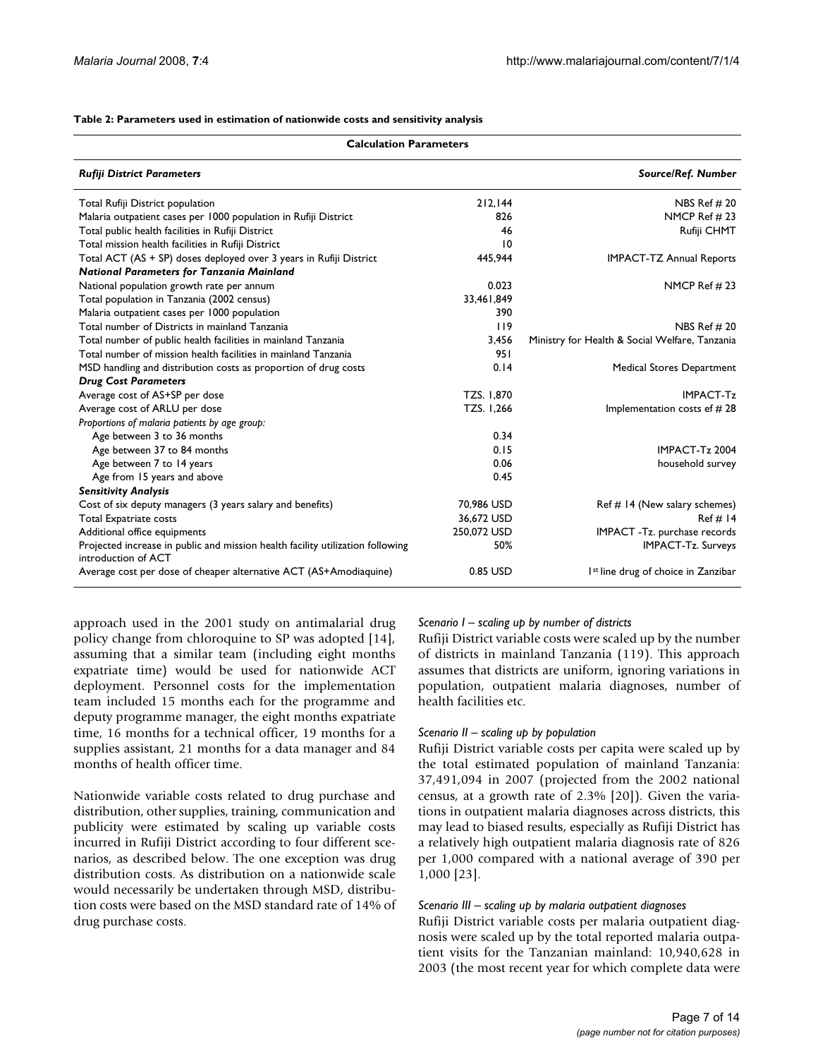**Table 2: Parameters used in estimation of nationwide costs and sensitivity analysis**

| Calculation Parameters | | |
|---|---|---|
| ***Rufiji District Parameters*** | | ***Source/Ref. Number*** |
| Total Rufiji District population | 212,144 | NBS Ref # 20 |
| Malaria outpatient cases per 1000 population in Rufiji District | 826 | NMCP Ref # 23 |
| Total public health facilities in Rufiji District | 46 | Rufiji CHMT |
| Total mission health facilities in Rufiji District | 10 | |
| Total ACT (AS + SP) doses deployed over 3 years in Rufiji District | 445,944 | IMPACT-TZ Annual Reports |
| ***National Parameters for Tanzania Mainland*** | | |
| National population growth rate per annum | 0.023 | NMCP Ref # 23 |
| Total population in Tanzania (2002 census) | 33,461,849 | |
| Malaria outpatient cases per 1000 population | 390 | |
| Total number of Districts in mainland Tanzania | 119 | NBS Ref # 20 |
| Total number of public health facilities in mainland Tanzania | 3,456 | Ministry for Health & Social Welfare, Tanzania |
| Total number of mission health facilities in mainland Tanzania | 951 | |
| MSD handling and distribution costs as proportion of drug costs | 0.14 | Medical Stores Department |
| ***Drug Cost Parameters*** | | |
| Average cost of AS+SP per dose | TZS. 1,870 | IMPACT-Tz |
| Average cost of ARLU per dose | TZS. 1,266 | Implementation costs ef # 28 |
| *Proportions of malaria patients by age group:* | | |
| Age between 3 to 36 months | 0.34 | |
| Age between 37 to 84 months | 0.15 | IMPACT-Tz 2004 |
| Age between 7 to 14 years | 0.06 | household survey |
| Age from 15 years and above | 0.45 | |
| ***Sensitivity Analysis*** | | |
| Cost of six deputy managers (3 years salary and benefits) | 70,986 USD | Ref # 14 (New salary schemes) |
| Total Expatriate costs | 36,672 USD | Ref # 14 |
| Additional office equipments | 250,072 USD | IMPACT -Tz. purchase records |
| Projected increase in public and mission health facility utilization following introduction of ACT | 50% | IMPACT-Tz. Surveys |
| Average cost per dose of cheaper alternative ACT (AS+Amodiaquine) | 0.85 USD | 1st line drug of choice in Zanzibar |

approach used in the 2001 study on antimalarial drug policy change from chloroquine to SP was adopted [14], assuming that a similar team (including eight months expatriate time) would be used for nationwide ACT deployment. Personnel costs for the implementation team included 15 months each for the programme and deputy programme manager, the eight months expatriate time, 16 months for a technical officer, 19 months for a supplies assistant, 21 months for a data manager and 84 months of health officer time.

Nationwide variable costs related to drug purchase and distribution, other supplies, training, communication and publicity were estimated by scaling up variable costs incurred in Rufiji District according to four different scenarios, as described below. The one exception was drug distribution costs. As distribution on a nationwide scale would necessarily be undertaken through MSD, distribution costs were based on the MSD standard rate of 14% of drug purchase costs.

*Scenario I – scaling up by number of districts*

Rufiji District variable costs were scaled up by the number of districts in mainland Tanzania (119). This approach assumes that districts are uniform, ignoring variations in population, outpatient malaria diagnoses, number of health facilities etc.

*Scenario II – scaling up by population*

Rufiji District variable costs per capita were scaled up by the total estimated population of mainland Tanzania: 37,491,094 in 2007 (projected from the 2002 national census, at a growth rate of 2.3% [20]). Given the variations in outpatient malaria diagnoses across districts, this may lead to biased results, especially as Rufiji District has a relatively high outpatient malaria diagnosis rate of 826 per 1,000 compared with a national average of 390 per 1,000 [23].

*Scenario III – scaling up by malaria outpatient diagnoses*

Rufiji District variable costs per malaria outpatient diagnosis were scaled up by the total reported malaria outpatient visits for the Tanzanian mainland: 10,940,628 in 2003 (the most recent year for which complete data were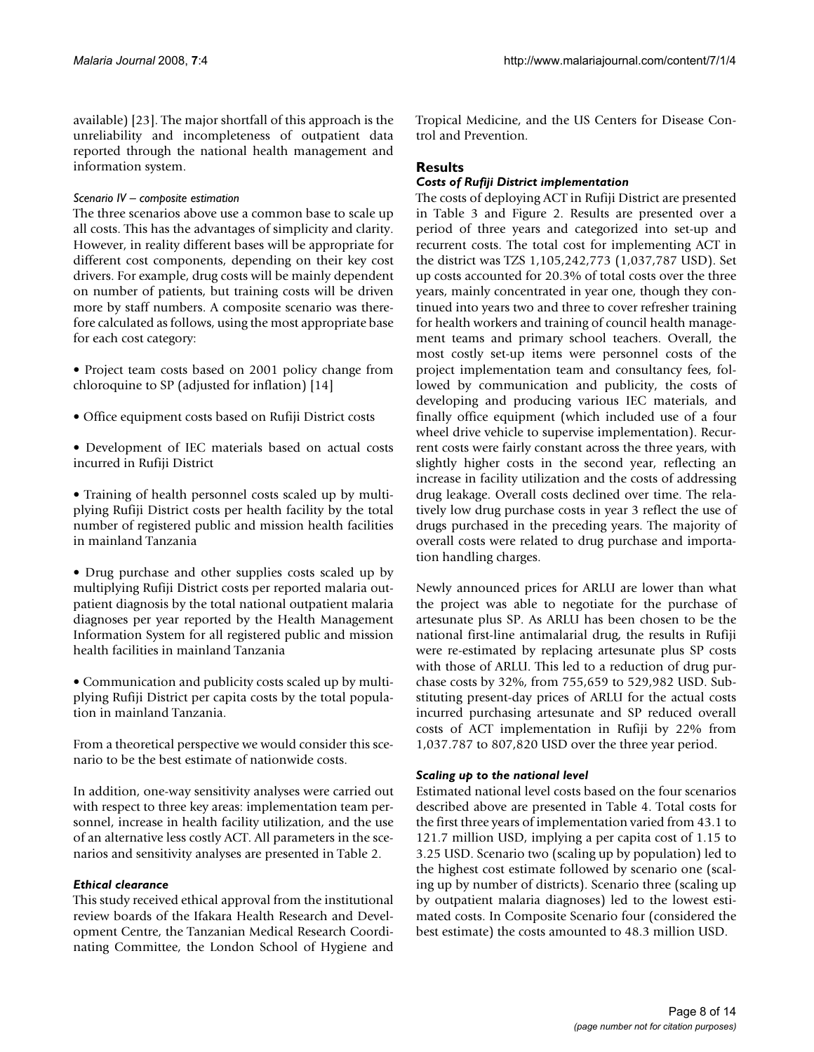available) [23]. The major shortfall of this approach is the unreliability and incompleteness of outpatient data reported through the national health management and information system.

#### *Scenario IV – composite estimation*

The three scenarios above use a common base to scale up all costs. This has the advantages of simplicity and clarity. However, in reality different bases will be appropriate for different cost components, depending on their key cost drivers. For example, drug costs will be mainly dependent on number of patients, but training costs will be driven more by staff numbers. A composite scenario was therefore calculated as follows, using the most appropriate base for each cost category:

• Project team costs based on 2001 policy change from chloroquine to SP (adjusted for inflation) [14]

• Office equipment costs based on Rufiji District costs

• Development of IEC materials based on actual costs incurred in Rufiji District

• Training of health personnel costs scaled up by multiplying Rufiji District costs per health facility by the total number of registered public and mission health facilities in mainland Tanzania

• Drug purchase and other supplies costs scaled up by multiplying Rufiji District costs per reported malaria outpatient diagnosis by the total national outpatient malaria diagnoses per year reported by the Health Management Information System for all registered public and mission health facilities in mainland Tanzania

• Communication and publicity costs scaled up by multiplying Rufiji District per capita costs by the total population in mainland Tanzania.

From a theoretical perspective we would consider this scenario to be the best estimate of nationwide costs.

In addition, one-way sensitivity analyses were carried out with respect to three key areas: implementation team personnel, increase in health facility utilization, and the use of an alternative less costly ACT. All parameters in the scenarios and sensitivity analyses are presented in Table 2.

### *Ethical clearance*

This study received ethical approval from the institutional review boards of the Ifakara Health Research and Development Centre, the Tanzanian Medical Research Coordinating Committee, the London School of Hygiene and Tropical Medicine, and the US Centers for Disease Control and Prevention.

## Results

### *Costs of Rufiji District implementation*

The costs of deploying ACT in Rufiji District are presented in Table 3 and Figure 2. Results are presented over a period of three years and categorized into set-up and recurrent costs. The total cost for implementing ACT in the district was TZS 1,105,242,773 (1,037,787 USD). Set up costs accounted for 20.3% of total costs over the three years, mainly concentrated in year one, though they continued into years two and three to cover refresher training for health workers and training of council health management teams and primary school teachers. Overall, the most costly set-up items were personnel costs of the project implementation team and consultancy fees, followed by communication and publicity, the costs of developing and producing various IEC materials, and finally office equipment (which included use of a four wheel drive vehicle to supervise implementation). Recurrent costs were fairly constant across the three years, with slightly higher costs in the second year, reflecting an increase in facility utilization and the costs of addressing drug leakage. Overall costs declined over time. The relatively low drug purchase costs in year 3 reflect the use of drugs purchased in the preceding years. The majority of overall costs were related to drug purchase and importation handling charges.

Newly announced prices for ARLU are lower than what the project was able to negotiate for the purchase of artesunate plus SP. As ARLU has been chosen to be the national first-line antimalarial drug, the results in Rufiji were re-estimated by replacing artesunate plus SP costs with those of ARLU. This led to a reduction of drug purchase costs by 32%, from 755,659 to 529,982 USD. Substituting present-day prices of ARLU for the actual costs incurred purchasing artesunate and SP reduced overall costs of ACT implementation in Rufiji by 22% from 1,037.787 to 807,820 USD over the three year period.

### *Scaling up to the national level*

Estimated national level costs based on the four scenarios described above are presented in Table 4. Total costs for the first three years of implementation varied from 43.1 to 121.7 million USD, implying a per capita cost of 1.15 to 3.25 USD. Scenario two (scaling up by population) led to the highest cost estimate followed by scenario one (scaling up by number of districts). Scenario three (scaling up by outpatient malaria diagnoses) led to the lowest estimated costs. In Composite Scenario four (considered the best estimate) the costs amounted to 48.3 million USD.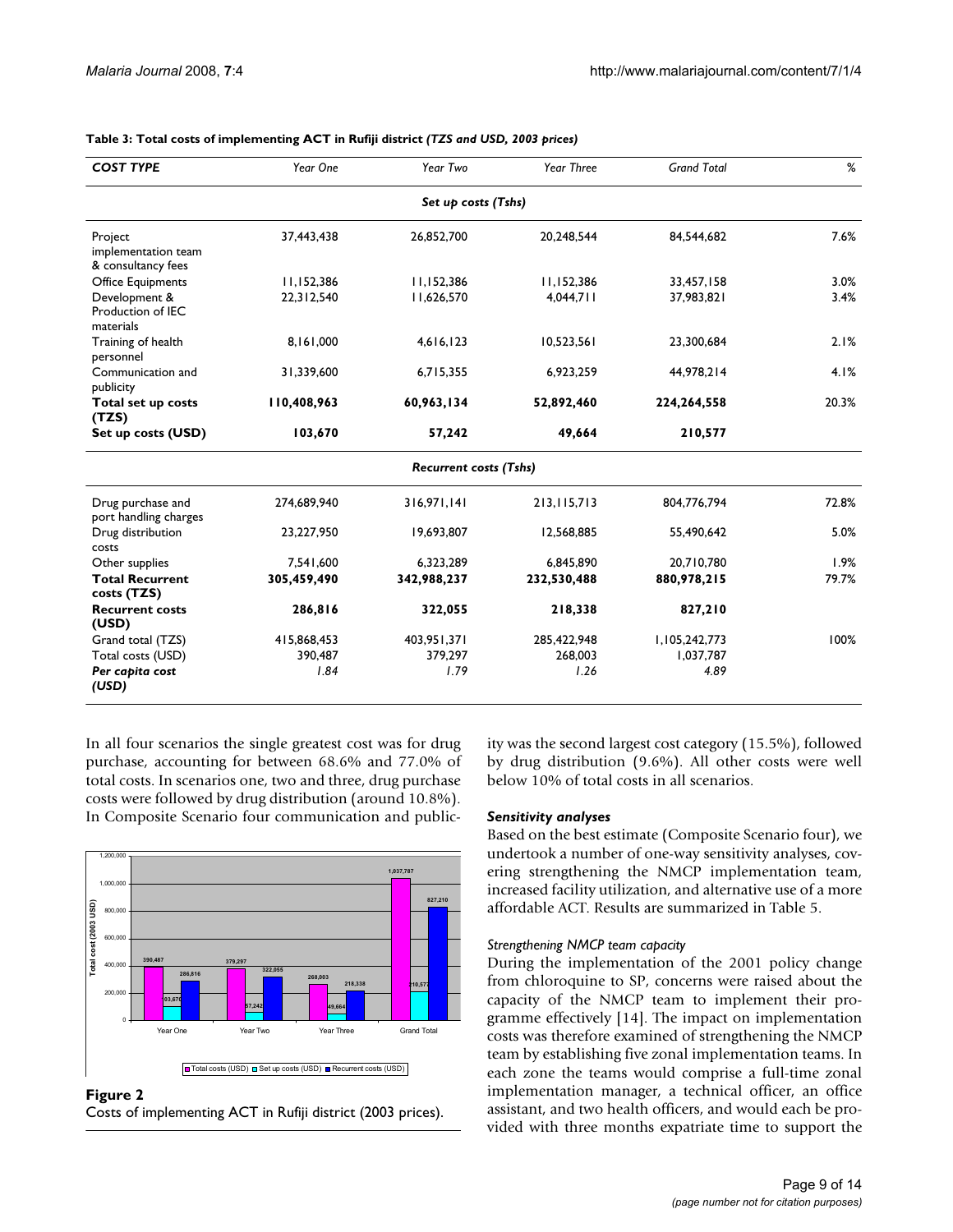**Table 3: Total costs of implementing ACT in Rufiji district *(TZS and USD, 2003 prices)***

| *COST TYPE* | *Year One* | *Year Two* | *Year Three* | *Grand Total* | *%* |
|---|---|---|---|---|---|
| | | *Set up costs (Tshs)* | | | |
| Project implementation team & consultancy fees | 37,443,438 | 26,852,700 | 20,248,544 | 84,544,682 | 7.6% |
| Office Equipments | 11,152,386 | 11,152,386 | 11,152,386 | 33,457,158 | 3.0% |
| Development & Production of IEC materials | 22,312,540 | 11,626,570 | 4,044,711 | 37,983,821 | 3.4% |
| Training of health personnel | 8,161,000 | 4,616,123 | 10,523,561 | 23,300,684 | 2.1% |
| Communication and publicity | 31,339,600 | 6,715,355 | 6,923,259 | 44,978,214 | 4.1% |
| **Total set up costs (TZS)** | **110,408,963** | **60,963,134** | **52,892,460** | **224,264,558** | 20.3% |
| **Set up costs (USD)** | **103,670** | **57,242** | **49,664** | **210,577** | |
| | | *Recurrent costs (Tshs)* | | | |
| Drug purchase and port handling charges | 274,689,940 | 316,971,141 | 213,115,713 | 804,776,794 | 72.8% |
| Drug distribution costs | 23,227,950 | 19,693,807 | 12,568,885 | 55,490,642 | 5.0% |
| Other supplies | 7,541,600 | 6,323,289 | 6,845,890 | 20,710,780 | 1.9% |
| **Total Recurrent costs (TZS)** | **305,459,490** | **342,988,237** | **232,530,488** | **880,978,215** | 79.7% |
| **Recurrent costs (USD)** | **286,816** | **322,055** | **218,338** | **827,210** | |
| Grand total (TZS) | 415,868,453 | 403,951,371 | 285,422,948 | 1,105,242,773 | 100% |
| Total costs (USD) | 390,487 | 379,297 | 268,003 | 1,037,787 | |
| ***Per capita cost (USD)*** | *1.84* | *1.79* | *1.26* | *4.89* | |

In all four scenarios the single greatest cost was for drug purchase, accounting for between 68.6% and 77.0% of total costs. In scenarios one, two and three, drug purchase costs were followed by drug distribution (around 10.8%). In Composite Scenario four communication and publicity was the second largest cost category (15.5%), followed by drug distribution (9.6%). All other costs were well below 10% of total costs in all scenarios.

**Figure 2**
Costs of implementing ACT in Rufiji district (2003 prices).

### *Sensitivity analyses*

Based on the best estimate (Composite Scenario four), we undertook a number of one-way sensitivity analyses, covering strengthening the NMCP implementation team, increased facility utilization, and alternative use of a more affordable ACT. Results are summarized in Table 5.

#### *Strengthening NMCP team capacity*

During the implementation of the 2001 policy change from chloroquine to SP, concerns were raised about the capacity of the NMCP team to implement their programme effectively [14]. The impact on implementation costs was therefore examined of strengthening the NMCP team by establishing five zonal implementation teams. In each zone the teams would comprise a full-time zonal implementation manager, a technical officer, an office assistant, and two health officers, and would each be provided with three months expatriate time to support the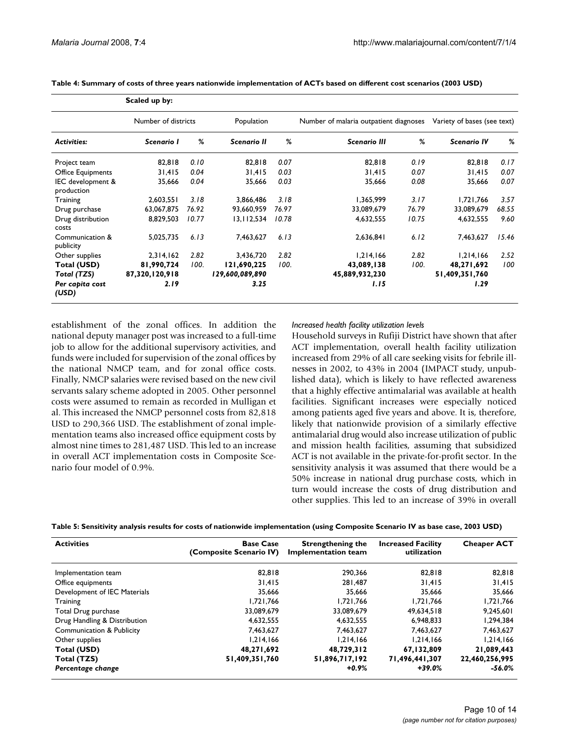**Table 4: Summary of costs of three years nationwide implementation of ACTs based on different cost scenarios (2003 USD)**

| | Scaled up by: | | | | | | | |
|---|---|---|---|---|---|---|---|---|
| | Number of districts | | Population | | Number of malaria outpatient diagnoses | | Variety of bases (see text) | |
| ***Activities:*** | ***Scenario I*** | ***%*** | ***Scenario II*** | ***%*** | ***Scenario III*** | ***%*** | ***Scenario IV*** | ***%*** |
| Project team | 82,818 | *0.10* | 82,818 | *0.07* | 82,818 | *0.19* | 82,818 | *0.17* |
| Office Equipments | 31,415 | *0.04* | 31,415 | *0.03* | 31,415 | *0.07* | 31,415 | *0.07* |
| IEC development & production | 35,666 | *0.04* | 35,666 | *0.03* | 35,666 | *0.08* | 35,666 | *0.07* |
| Training | 2,603,551 | *3.18* | 3,866,486 | *3.18* | 1,365,999 | *3.17* | 1,721,766 | *3.57* |
| Drug purchase | 63,067,875 | *76.92* | 93,660,959 | *76.97* | 33,089,679 | *76.79* | 33,089,679 | *68.55* |
| Drug distribution costs | 8,829,503 | *10.77* | 13,112,534 | *10.78* | 4,632,555 | *10.75* | 4,632,555 | *9.60* |
| Communication & publicity | 5,025,735 | *6.13* | 7,463,627 | *6.13* | 2,636,841 | *6.12* | 7,463,627 | *15.46* |
| Other supplies | 2,314,162 | *2.82* | 3,436,720 | *2.82* | 1,214,166 | *2.82* | 1,214,166 | *2.52* |
| **Total (USD)** | **81,990,724** | *100.* | **121,690,225** | *100.* | **43,089,138** | *100.* | **48,271,692** | *100* |
| ***Total (TZS)*** | ***87,320,120,918*** | | ***129,600,089,890*** | | ***45,889,932,230*** | | ***51,409,351,760*** | |
| ***Per capita cost (USD)*** | ***2.19*** | | ***3.25*** | | ***1.15*** | | ***1.29*** | |

establishment of the zonal offices. In addition the national deputy manager post was increased to a full-time job to allow for the additional supervisory activities, and funds were included for supervision of the zonal offices by the national NMCP team, and for zonal office costs. Finally, NMCP salaries were revised based on the new civil servants salary scheme adopted in 2005. Other personnel costs were assumed to remain as recorded in Mulligan et al. This increased the NMCP personnel costs from 82,818 USD to 290,366 USD. The establishment of zonal implementation teams also increased office equipment costs by almost nine times to 281,487 USD. This led to an increase in overall ACT implementation costs in Composite Scenario four model of 0.9%.

*Increased health facility utilization levels*

Household surveys in Rufiji District have shown that after ACT implementation, overall health facility utilization increased from 29% of all care seeking visits for febrile illnesses in 2002, to 43% in 2004 (IMPACT study, unpublished data), which is likely to have reflected awareness that a highly effective antimalarial was available at health facilities. Significant increases were especially noticed among patients aged five years and above. It is, therefore, likely that nationwide provision of a similarly effective antimalarial drug would also increase utilization of public and mission health facilities, assuming that subsidized ACT is not available in the private-for-profit sector. In the sensitivity analysis it was assumed that there would be a 50% increase in national drug purchase costs, which in turn would increase the costs of drug distribution and other supplies. This led to an increase of 39% in overall

**Table 5: Sensitivity analysis results for costs of nationwide implementation (using Composite Scenario IV as base case, 2003 USD)**

| **Activities** | **Base Case (Composite Scenario IV)** | **Strengthening the Implementation team** | **Increased Facility utilization** | **Cheaper ACT** |
|---|---|---|---|---|
| Implementation team | 82,818 | 290,366 | 82,818 | 82,818 |
| Office equipments | 31,415 | 281,487 | 31,415 | 31,415 |
| Development of IEC Materials | 35,666 | 35,666 | 35,666 | 35,666 |
| Training | 1,721,766 | 1,721,766 | 1,721,766 | 1,721,766 |
| Total Drug purchase | 33,089,679 | 33,089,679 | 49,634,518 | 9,245,601 |
| Drug Handling & Distribution | 4,632,555 | 4,632,555 | 6,948,833 | 1,294,384 |
| Communication & Publicity | 7,463,627 | 7,463,627 | 7,463,627 | 7,463,627 |
| Other supplies | 1,214,166 | 1,214,166 | 1,214,166 | 1,214,166 |
| **Total (USD)** | **48,271,692** | **48,729,312** | **67,132,809** | **21,089,443** |
| **Total (TZS)** | **51,409,351,760** | **51,896,717,192** | **71,496,441,307** | **22,460,256,995** |
| ***Percentage change*** | | ***+0.9%*** | ***+39.0%*** | ***-56.0%*** |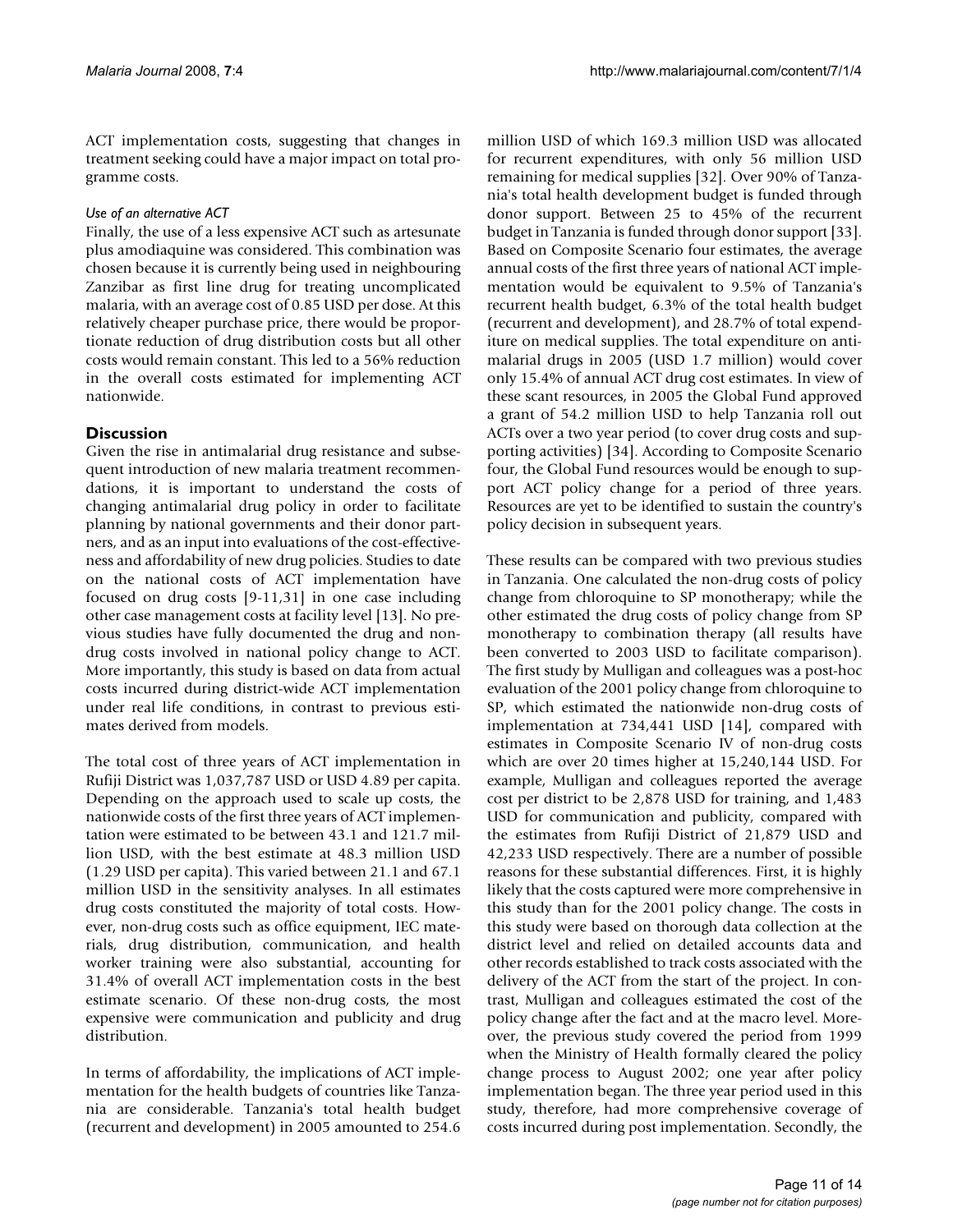ACT implementation costs, suggesting that changes in treatment seeking could have a major impact on total programme costs.

#### *Use of an alternative ACT*

Finally, the use of a less expensive ACT such as artesunate plus amodiaquine was considered. This combination was chosen because it is currently being used in neighbouring Zanzibar as first line drug for treating uncomplicated malaria, with an average cost of 0.85 USD per dose. At this relatively cheaper purchase price, there would be proportionate reduction of drug distribution costs but all other costs would remain constant. This led to a 56% reduction in the overall costs estimated for implementing ACT nationwide.

## Discussion

Given the rise in antimalarial drug resistance and subsequent introduction of new malaria treatment recommendations, it is important to understand the costs of changing antimalarial drug policy in order to facilitate planning by national governments and their donor partners, and as an input into evaluations of the cost-effectiveness and affordability of new drug policies. Studies to date on the national costs of ACT implementation have focused on drug costs [9-11,31] in one case including other case management costs at facility level [13]. No previous studies have fully documented the drug and non-drug costs involved in national policy change to ACT. More importantly, this study is based on data from actual costs incurred during district-wide ACT implementation under real life conditions, in contrast to previous estimates derived from models.

The total cost of three years of ACT implementation in Rufiji District was 1,037,787 USD or USD 4.89 per capita. Depending on the approach used to scale up costs, the nationwide costs of the first three years of ACT implementation were estimated to be between 43.1 and 121.7 million USD, with the best estimate at 48.3 million USD (1.29 USD per capita). This varied between 21.1 and 67.1 million USD in the sensitivity analyses. In all estimates drug costs constituted the majority of total costs. However, non-drug costs such as office equipment, IEC materials, drug distribution, communication, and health worker training were also substantial, accounting for 31.4% of overall ACT implementation costs in the best estimate scenario. Of these non-drug costs, the most expensive were communication and publicity and drug distribution.

In terms of affordability, the implications of ACT implementation for the health budgets of countries like Tanzania are considerable. Tanzania's total health budget (recurrent and development) in 2005 amounted to 254.6 million USD of which 169.3 million USD was allocated for recurrent expenditures, with only 56 million USD remaining for medical supplies [32]. Over 90% of Tanzania's total health development budget is funded through donor support. Between 25 to 45% of the recurrent budget in Tanzania is funded through donor support [33]. Based on Composite Scenario four estimates, the average annual costs of the first three years of national ACT implementation would be equivalent to 9.5% of Tanzania's recurrent health budget, 6.3% of the total health budget (recurrent and development), and 28.7% of total expenditure on medical supplies. The total expenditure on antimalarial drugs in 2005 (USD 1.7 million) would cover only 15.4% of annual ACT drug cost estimates. In view of these scant resources, in 2005 the Global Fund approved a grant of 54.2 million USD to help Tanzania roll out ACTs over a two year period (to cover drug costs and supporting activities) [34]. According to Composite Scenario four, the Global Fund resources would be enough to support ACT policy change for a period of three years. Resources are yet to be identified to sustain the country's policy decision in subsequent years.

These results can be compared with two previous studies in Tanzania. One calculated the non-drug costs of policy change from chloroquine to SP monotherapy; while the other estimated the drug costs of policy change from SP monotherapy to combination therapy (all results have been converted to 2003 USD to facilitate comparison). The first study by Mulligan and colleagues was a post-hoc evaluation of the 2001 policy change from chloroquine to SP, which estimated the nationwide non-drug costs of implementation at 734,441 USD [14], compared with estimates in Composite Scenario IV of non-drug costs which are over 20 times higher at 15,240,144 USD. For example, Mulligan and colleagues reported the average cost per district to be 2,878 USD for training, and 1,483 USD for communication and publicity, compared with the estimates from Rufiji District of 21,879 USD and 42,233 USD respectively. There are a number of possible reasons for these substantial differences. First, it is highly likely that the costs captured were more comprehensive in this study than for the 2001 policy change. The costs in this study were based on thorough data collection at the district level and relied on detailed accounts data and other records established to track costs associated with the delivery of the ACT from the start of the project. In contrast, Mulligan and colleagues estimated the cost of the policy change after the fact and at the macro level. Moreover, the previous study covered the period from 1999 when the Ministry of Health formally cleared the policy change process to August 2002; one year after policy implementation began. The three year period used in this study, therefore, had more comprehensive coverage of costs incurred during post implementation. Secondly, the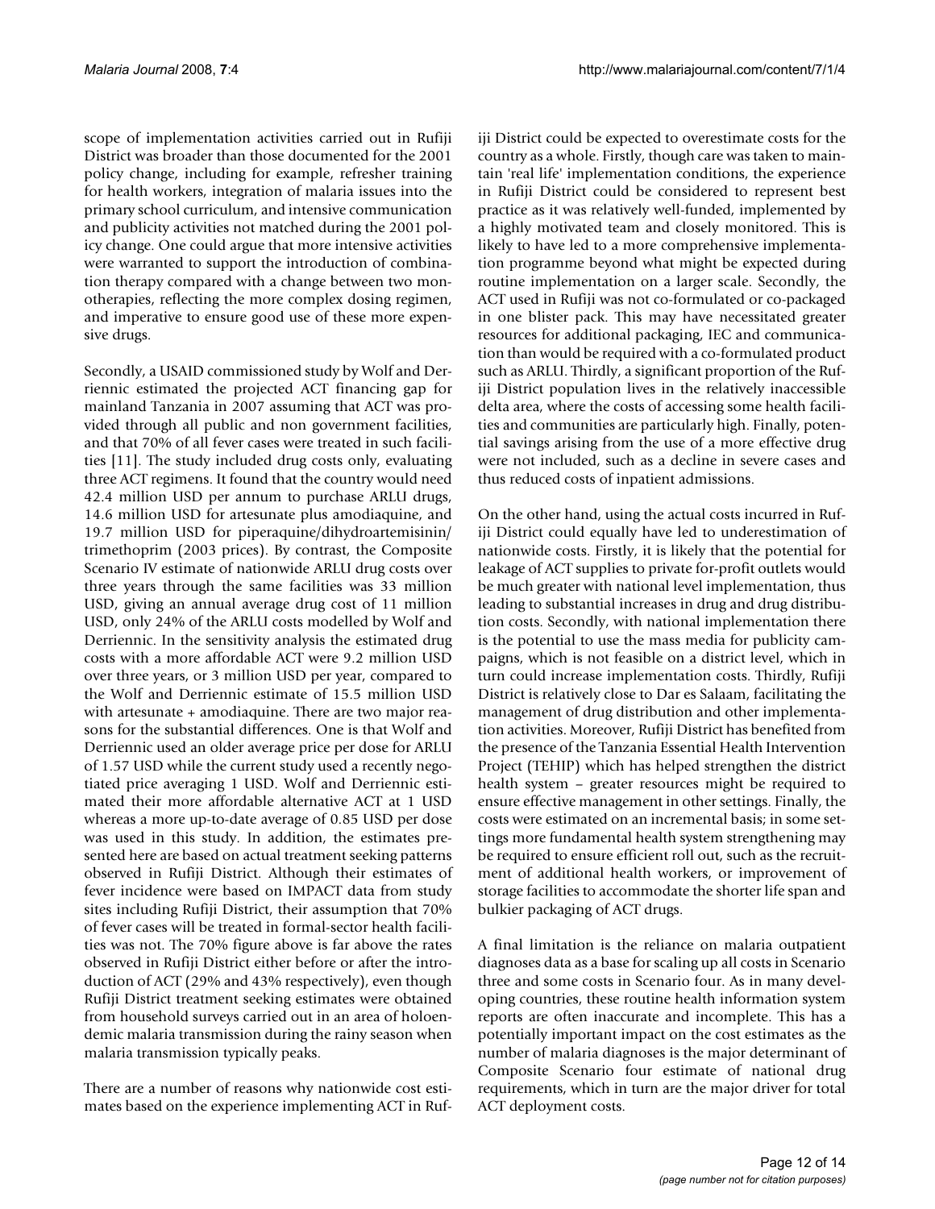scope of implementation activities carried out in Rufiji District was broader than those documented for the 2001 policy change, including for example, refresher training for health workers, integration of malaria issues into the primary school curriculum, and intensive communication and publicity activities not matched during the 2001 policy change. One could argue that more intensive activities were warranted to support the introduction of combination therapy compared with a change between two monotherapies, reflecting the more complex dosing regimen, and imperative to ensure good use of these more expensive drugs.

Secondly, a USAID commissioned study by Wolf and Derriennic estimated the projected ACT financing gap for mainland Tanzania in 2007 assuming that ACT was provided through all public and non government facilities, and that 70% of all fever cases were treated in such facilities [11]. The study included drug costs only, evaluating three ACT regimens. It found that the country would need 42.4 million USD per annum to purchase ARLU drugs, 14.6 million USD for artesunate plus amodiaquine, and 19.7 million USD for piperaquine/dihydroartemisinin/trimethoprim (2003 prices). By contrast, the Composite Scenario IV estimate of nationwide ARLU drug costs over three years through the same facilities was 33 million USD, giving an annual average drug cost of 11 million USD, only 24% of the ARLU costs modelled by Wolf and Derriennic. In the sensitivity analysis the estimated drug costs with a more affordable ACT were 9.2 million USD over three years, or 3 million USD per year, compared to the Wolf and Derriennic estimate of 15.5 million USD with artesunate + amodiaquine. There are two major reasons for the substantial differences. One is that Wolf and Derriennic used an older average price per dose for ARLU of 1.57 USD while the current study used a recently negotiated price averaging 1 USD. Wolf and Derriennic estimated their more affordable alternative ACT at 1 USD whereas a more up-to-date average of 0.85 USD per dose was used in this study. In addition, the estimates presented here are based on actual treatment seeking patterns observed in Rufiji District. Although their estimates of fever incidence were based on IMPACT data from study sites including Rufiji District, their assumption that 70% of fever cases will be treated in formal-sector health facilities was not. The 70% figure above is far above the rates observed in Rufiji District either before or after the introduction of ACT (29% and 43% respectively), even though Rufiji District treatment seeking estimates were obtained from household surveys carried out in an area of holoendemic malaria transmission during the rainy season when malaria transmission typically peaks.

There are a number of reasons why nationwide cost estimates based on the experience implementing ACT in Rufiji District could be expected to overestimate costs for the country as a whole. Firstly, though care was taken to maintain 'real life' implementation conditions, the experience in Rufiji District could be considered to represent best practice as it was relatively well-funded, implemented by a highly motivated team and closely monitored. This is likely to have led to a more comprehensive implementation programme beyond what might be expected during routine implementation on a larger scale. Secondly, the ACT used in Rufiji was not co-formulated or co-packaged in one blister pack. This may have necessitated greater resources for additional packaging, IEC and communication than would be required with a co-formulated product such as ARLU. Thirdly, a significant proportion of the Rufiji District population lives in the relatively inaccessible delta area, where the costs of accessing some health facilities and communities are particularly high. Finally, potential savings arising from the use of a more effective drug were not included, such as a decline in severe cases and thus reduced costs of inpatient admissions.

On the other hand, using the actual costs incurred in Rufiji District could equally have led to underestimation of nationwide costs. Firstly, it is likely that the potential for leakage of ACT supplies to private for-profit outlets would be much greater with national level implementation, thus leading to substantial increases in drug and drug distribution costs. Secondly, with national implementation there is the potential to use the mass media for publicity campaigns, which is not feasible on a district level, which in turn could increase implementation costs. Thirdly, Rufiji District is relatively close to Dar es Salaam, facilitating the management of drug distribution and other implementation activities. Moreover, Rufiji District has benefited from the presence of the Tanzania Essential Health Intervention Project (TEHIP) which has helped strengthen the district health system – greater resources might be required to ensure effective management in other settings. Finally, the costs were estimated on an incremental basis; in some settings more fundamental health system strengthening may be required to ensure efficient roll out, such as the recruitment of additional health workers, or improvement of storage facilities to accommodate the shorter life span and bulkier packaging of ACT drugs.

A final limitation is the reliance on malaria outpatient diagnoses data as a base for scaling up all costs in Scenario three and some costs in Scenario four. As in many developing countries, these routine health information system reports are often inaccurate and incomplete. This has a potentially important impact on the cost estimates as the number of malaria diagnoses is the major determinant of Composite Scenario four estimate of national drug requirements, which in turn are the major driver for total ACT deployment costs.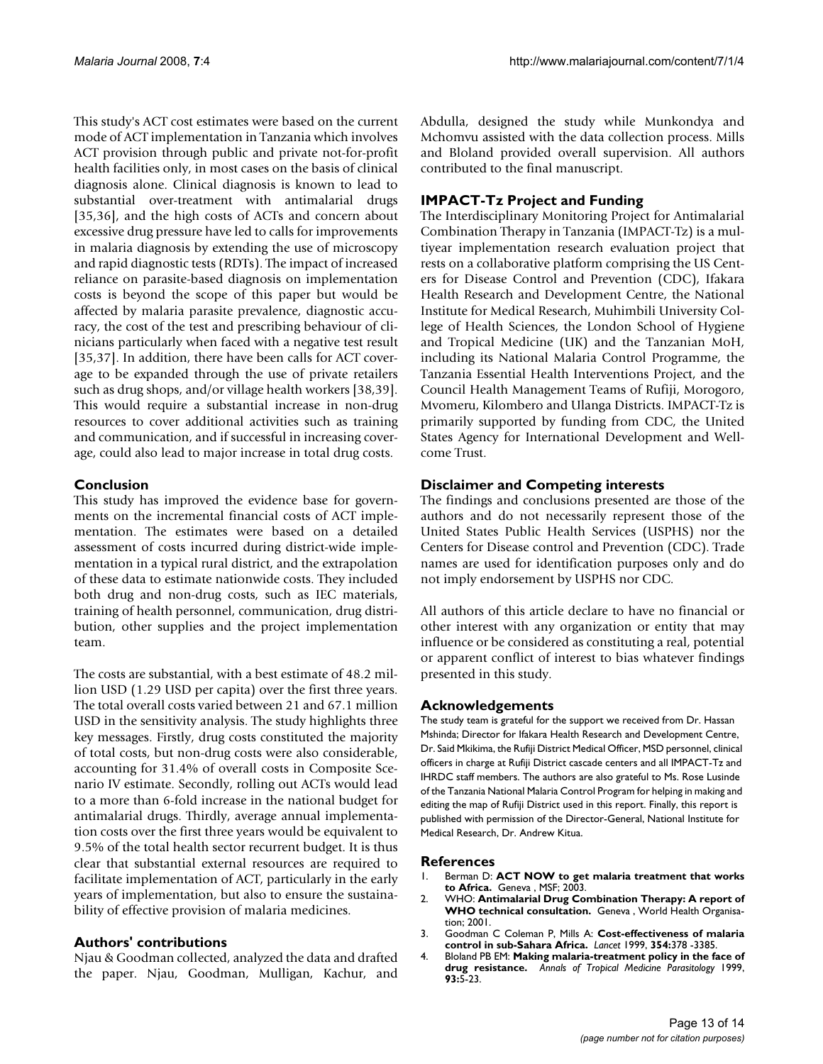This study's ACT cost estimates were based on the current mode of ACT implementation in Tanzania which involves ACT provision through public and private not-for-profit health facilities only, in most cases on the basis of clinical diagnosis alone. Clinical diagnosis is known to lead to substantial over-treatment with antimalarial drugs [35,36], and the high costs of ACTs and concern about excessive drug pressure have led to calls for improvements in malaria diagnosis by extending the use of microscopy and rapid diagnostic tests (RDTs). The impact of increased reliance on parasite-based diagnosis on implementation costs is beyond the scope of this paper but would be affected by malaria parasite prevalence, diagnostic accuracy, the cost of the test and prescribing behaviour of clinicians particularly when faced with a negative test result [35,37]. In addition, there have been calls for ACT coverage to be expanded through the use of private retailers such as drug shops, and/or village health workers [38,39]. This would require a substantial increase in non-drug resources to cover additional activities such as training and communication, and if successful in increasing coverage, could also lead to major increase in total drug costs.

## Conclusion

This study has improved the evidence base for governments on the incremental financial costs of ACT implementation. The estimates were based on a detailed assessment of costs incurred during district-wide implementation in a typical rural district, and the extrapolation of these data to estimate nationwide costs. They included both drug and non-drug costs, such as IEC materials, training of health personnel, communication, drug distribution, other supplies and the project implementation team.

The costs are substantial, with a best estimate of 48.2 million USD (1.29 USD per capita) over the first three years. The total overall costs varied between 21 and 67.1 million USD in the sensitivity analysis. The study highlights three key messages. Firstly, drug costs constituted the majority of total costs, but non-drug costs were also considerable, accounting for 31.4% of overall costs in Composite Scenario IV estimate. Secondly, rolling out ACTs would lead to a more than 6-fold increase in the national budget for antimalarial drugs. Thirdly, average annual implementation costs over the first three years would be equivalent to 9.5% of the total health sector recurrent budget. It is thus clear that substantial external resources are required to facilitate implementation of ACT, particularly in the early years of implementation, but also to ensure the sustainability of effective provision of malaria medicines.

## Authors' contributions

Njau & Goodman collected, analyzed the data and drafted the paper. Njau, Goodman, Mulligan, Kachur, and Abdulla, designed the study while Munkondya and Mchomvu assisted with the data collection process. Mills and Bloland provided overall supervision. All authors contributed to the final manuscript.

## IMPACT-Tz Project and Funding

The Interdisciplinary Monitoring Project for Antimalarial Combination Therapy in Tanzania (IMPACT-Tz) is a multiyear implementation research evaluation project that rests on a collaborative platform comprising the US Centers for Disease Control and Prevention (CDC), Ifakara Health Research and Development Centre, the National Institute for Medical Research, Muhimbili University College of Health Sciences, the London School of Hygiene and Tropical Medicine (UK) and the Tanzanian MoH, including its National Malaria Control Programme, the Tanzania Essential Health Interventions Project, and the Council Health Management Teams of Rufiji, Morogoro, Mvomeru, Kilombero and Ulanga Districts. IMPACT-Tz is primarily supported by funding from CDC, the United States Agency for International Development and Wellcome Trust.

## Disclaimer and Competing interests

The findings and conclusions presented are those of the authors and do not necessarily represent those of the United States Public Health Services (USPHS) nor the Centers for Disease control and Prevention (CDC). Trade names are used for identification purposes only and do not imply endorsement by USPHS nor CDC.

All authors of this article declare to have no financial or other interest with any organization or entity that may influence or be considered as constituting a real, potential or apparent conflict of interest to bias whatever findings presented in this study.

## Acknowledgements

The study team is grateful for the support we received from Dr. Hassan Mshinda; Director for Ifakara Health Research and Development Centre, Dr. Said Mkikima, the Rufiji District Medical Officer, MSD personnel, clinical officers in charge at Rufiji District cascade centers and all IMPACT-Tz and IHRDC staff members. The authors are also grateful to Ms. Rose Lusinde of the Tanzania National Malaria Control Program for helping in making and editing the map of Rufiji District used in this report. Finally, this report is published with permission of the Director-General, National Institute for Medical Research, Dr. Andrew Kitua.

## References

1. Berman D: **ACT NOW to get malaria treatment that works to Africa.** Geneva , MSF; 2003.
2. WHO: **Antimalarial Drug Combination Therapy: A report of WHO technical consultation.** Geneva , World Health Organisation; 2001.
3. Goodman C Coleman P, Mills A: **Cost-effectiveness of malaria control in sub-Sahara Africa.** *Lancet* 1999, **354:**378 -3385.
4. Bloland PB EM: **Making malaria-treatment policy in the face of drug resistance.** *Annals of Tropical Medicine Parasitology* 1999, **93:**5-23.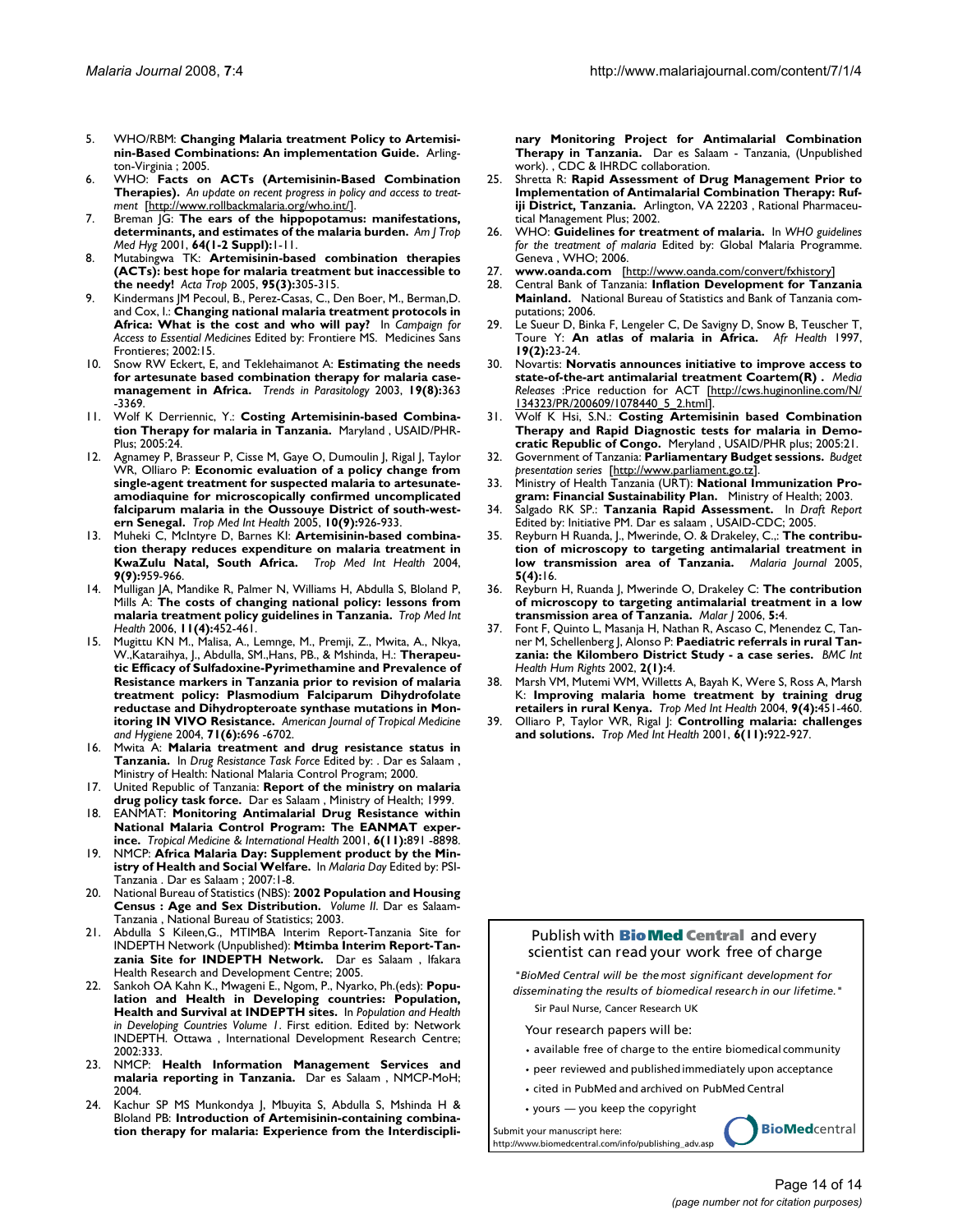5. WHO/RBM: **Changing Malaria treatment Policy to Artemisinin-Based Combinations: An implementation Guide.** Arlington-Virginia ; 2005.
6. WHO: **Facts on ACTs (Artemisinin-Based Combination Therapies).** *An update on recent progress in policy and access to treatment* [http://www.rollbackmalaria.org/who.int/].
7. Breman JG: **The ears of the hippopotamus: manifestations, determinants, and estimates of the malaria burden.** *Am J Trop Med Hyg* 2001, **64(1-2 Suppl):**1-11.
8. Mutabingwa TK: **Artemisinin-based combination therapies (ACTs): best hope for malaria treatment but inaccessible to the needy!** *Acta Trop* 2005, **95(3):**305-315.
9. Kindermans JM Pecoul, B., Perez-Casas, C., Den Boer, M., Berman,D. and Cox, I.: **Changing national malaria treatment protocols in Africa: What is the cost and who will pay?** In *Campaign for Access to Essential Medicines* Edited by: Frontiere MS. Medicines Sans Frontieres; 2002:15.
10. Snow RW Eckert, E, and Teklehaimanot A: **Estimating the needs for artesunate based combination therapy for malaria case-management in Africa.** *Trends in Parasitology* 2003, **19(8):**363 -3369.
11. Wolf K Derriennic, Y.: **Costing Artemisinin-based Combination Therapy for malaria in Tanzania.** Maryland , USAID/PHR-Plus; 2005:24.
12. Agnamey P, Brasseur P, Cisse M, Gaye O, Dumoulin J, Rigal J, Taylor WR, Olliaro P: **Economic evaluation of a policy change from single-agent treatment for suspected malaria to artesunate-amodiaquine for microscopically confirmed uncomplicated falciparum malaria in the Oussouye District of south-western Senegal.** *Trop Med Int Health* 2005, **10(9):**926-933.
13. Muheki C, McIntyre D, Barnes KI: **Artemisinin-based combination therapy reduces expenditure on malaria treatment in KwaZulu Natal, South Africa.** *Trop Med Int Health* 2004, **9(9):**959-966.
14. Mulligan JA, Mandike R, Palmer N, Williams H, Abdulla S, Bloland P, Mills A: **The costs of changing national policy: lessons from malaria treatment policy guidelines in Tanzania.** *Trop Med Int Health* 2006, **11(4):**452-461.
15. Mugittu KN M., Malisa, A., Lemnge, M., Premji, Z., Mwita, A., Nkya, W.,Kataraihya, J., Abdulla, SM.,Hans, PB., & Mshinda, H.: **Therapeutic Efficacy of Sulfadoxine-Pyrimethamine and Prevalence of Resistance markers in Tanzania prior to revision of malaria treatment policy: Plasmodium Falciparum Dihydrofolate reductase and Dihydropteroate synthase mutations in Monitoring IN VIVO Resistance.** *American Journal of Tropical Medicine and Hygiene* 2004, **71(6):**696 -6702.
16. Mwita A: **Malaria treatment and drug resistance status in Tanzania.** In *Drug Resistance Task Force* Edited by: . Dar es Salaam , Ministry of Health: National Malaria Control Program; 2000.
17. United Republic of Tanzania: **Report of the ministry on malaria drug policy task force.** Dar es Salaam , Ministry of Health; 1999.
18. EANMAT: **Monitoring Antimalarial Drug Resistance within National Malaria Control Program: The EANMAT experince.** *Tropical Medicine & International Health* 2001, **6(11):**891 -8898.
19. NMCP: **Africa Malaria Day: Supplement product by the Ministry of Health and Social Welfare.** In *Malaria Day* Edited by: PSI-Tanzania . Dar es Salaam ; 2007:1-8.
20. National Bureau of Statistics (NBS): **2002 Population and Housing Census : Age and Sex Distribution.** *Volume II.* Dar es Salaam-Tanzania , National Bureau of Statistics; 2003.
21. Abdulla S Kileen,G., MTIMBA Interim Report-Tanzania Site for INDEPTH Network (Unpublished): **Mtimba Interim Report-Tanzania Site for INDEPTH Network.** Dar es Salaam , Ifakara Health Research and Development Centre; 2005.
22. Sankoh OA Kahn K., Mwageni E., Ngom, P., Nyarko, Ph.(eds): **Population and Health in Developing countries: Population, Health and Survival at INDEPTH sites.** In *Population and Health in Developing Countries Volume 1*. First edition. Edited by: Network INDEPTH. Ottawa , International Development Research Centre; 2002:333.
23. NMCP: **Health Information Management Services and malaria reporting in Tanzania.** Dar es Salaam , NMCP-MoH; 2004.
24. Kachur SP MS Munkondya J, Mbuyita S, Abdulla S, Mshinda H & Bloland PB: **Introduction of Artemisinin-containing combination therapy for malaria: Experience from the Interdisciplinary Monitoring Project for Antimalarial Combination Therapy in Tanzania.** Dar es Salaam - Tanzania, (Unpublished work). , CDC & IHRDC collaboration.
25. Shretta R: **Rapid Assessment of Drug Management Prior to Implementation of Antimalarial Combination Therapy: Rufiji District, Tanzania.** Arlington, VA 22203 , Rational Pharmaceutical Management Plus; 2002.
26. WHO: **Guidelines for treatment of malaria.** In *WHO guidelines for the treatment of malaria* Edited by: Global Malaria Programme. Geneva , WHO; 2006.
27. **www.oanda.com** [http://www.oanda.com/convert/fxhistory]
28. Central Bank of Tanzania: **Inflation Development for Tanzania Mainland.** National Bureau of Statistics and Bank of Tanzania computations; 2006.
29. Le Sueur D, Binka F, Lengeler C, De Savigny D, Snow B, Teuscher T, Toure Y: **An atlas of malaria in Africa.** *Afr Health* 1997, **19(2):**23-24.
30. Novartis: **Norvatis announces initiative to improve access to state-of-the-art antimalarial treatment Coartem(R) .** *Media Releases* :Price reduction for ACT [http://cws.huginonline.com/N/134323/PR/200609/1078440_5_2.html].
31. Wolf K Hsi, S.N.: **Costing Artemisinin based Combination Therapy and Rapid Diagnostic tests for malaria in Democratic Republic of Congo.** Meryland , USAID/PHR plus; 2005:21.
32. Government of Tanzania: **Parliamentary Budget sessions.** *Budget presentation series* [http://www.parliament.go.tz].
33. Ministry of Health Tanzania (URT): **National Immunization Program: Financial Sustainability Plan.** Ministry of Health; 2003.
34. Salgado RK SP.: **Tanzania Rapid Assessment.** In *Draft Report* Edited by: Initiative PM. Dar es salaam , USAID-CDC; 2005.
35. Reyburn H Ruanda, J., Mwerinde, O. & Drakeley, C.,: **The contribution of microscopy to targeting antimalarial treatment in low transmission area of Tanzania.** *Malaria Journal* 2005, **5(4):**16.
36. Reyburn H, Ruanda J, Mwerinde O, Drakeley C: **The contribution of microscopy to targeting antimalarial treatment in a low transmission area of Tanzania.** *Malar J* 2006, **5:**4.
37. Font F, Quinto L, Masanja H, Nathan R, Ascaso C, Menendez C, Tanner M, Schellenberg J, Alonso P: **Paediatric referrals in rural Tanzania: the Kilombero District Study - a case series.** *BMC Int Health Hum Rights* 2002, **2(1):**4.
38. Marsh VM, Mutemi WM, Willetts A, Bayah K, Were S, Ross A, Marsh K: **Improving malaria home treatment by training drug retailers in rural Kenya.** *Trop Med Int Health* 2004, **9(4):**451-460.
39. Olliaro P, Taylor WR, Rigal J: **Controlling malaria: challenges and solutions.** *Trop Med Int Health* 2001, **6(11):**922-927.

Publish with **BioMed Central** and every scientist can read your work free of charge

*"BioMed Central will be the most significant development for disseminating the results of biomedical research in our lifetime."*

Sir Paul Nurse, Cancer Research UK

Your research papers will be:

- available free of charge to the entire biomedical community
- peer reviewed and published immediately upon acceptance
- cited in PubMed and archived on PubMed Central
- yours — you keep the copyright

Submit your manuscript here:
http://www.biomedcentral.com/info/publishing_adv.asp

BioMedcentral